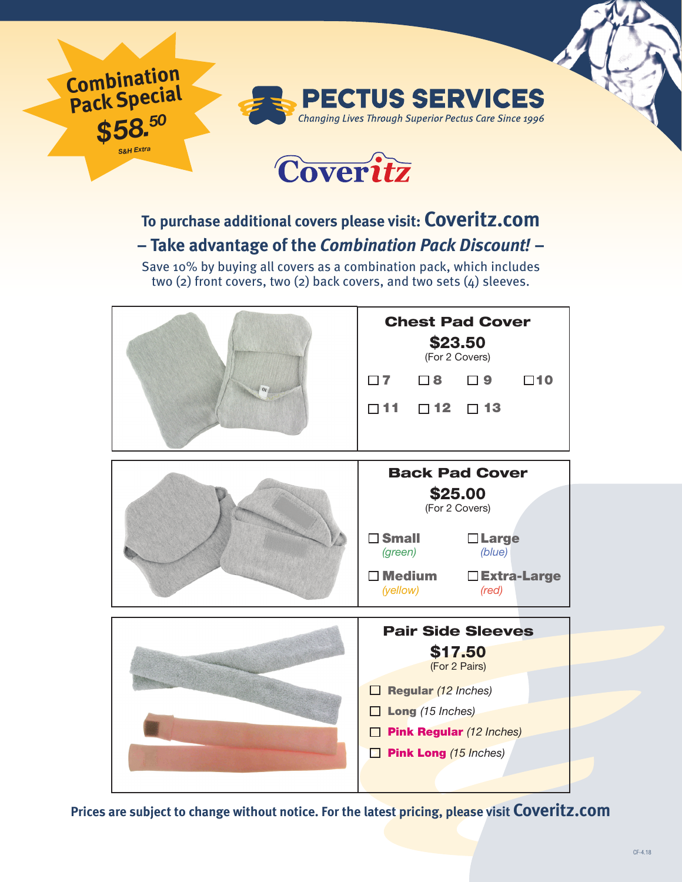**Combination Pack Special**

**$58.50**

S&H Extra

# PECTUS SERVICES

*Changing Lives Through Superior Pectus Care Since 1996*

# Coveritz

## To purchase additional covers please visit: Coveritz.com

## – Take advantage of the *Combination Pack Discount!* –

Save 10% by buying all covers as a combination pack, which includes two (2) front covers, two (2) back covers, and two sets (4) sleeves.

### Chest Pad Cover

**$23.50**

(For 2 Covers)

- ☐ 7
- ☐ 8
- ☐ 9
- ☐ 10
- ☐ 11
- ☐ 12
- ☐ 13

### Back Pad Cover

**$25.00**

(For 2 Covers)

- ☐ **Small** *(green)*
- ☐ **Large** *(blue)*
- ☐ **Medium** *(yellow)*
- ☐ **Extra-Large** *(red)*

### Pair Side Sleeves

**$17.50**

(For 2 Pairs)

- ☐ **Regular** *(12 Inches)*
- ☐ **Long** *(15 Inches)*
- ☐ **Pink Regular** *(12 Inches)*
- ☐ **Pink Long** *(15 Inches)*

**Prices are subject to change without notice. For the latest pricing, please visit Coveritz.com**

CF-4.18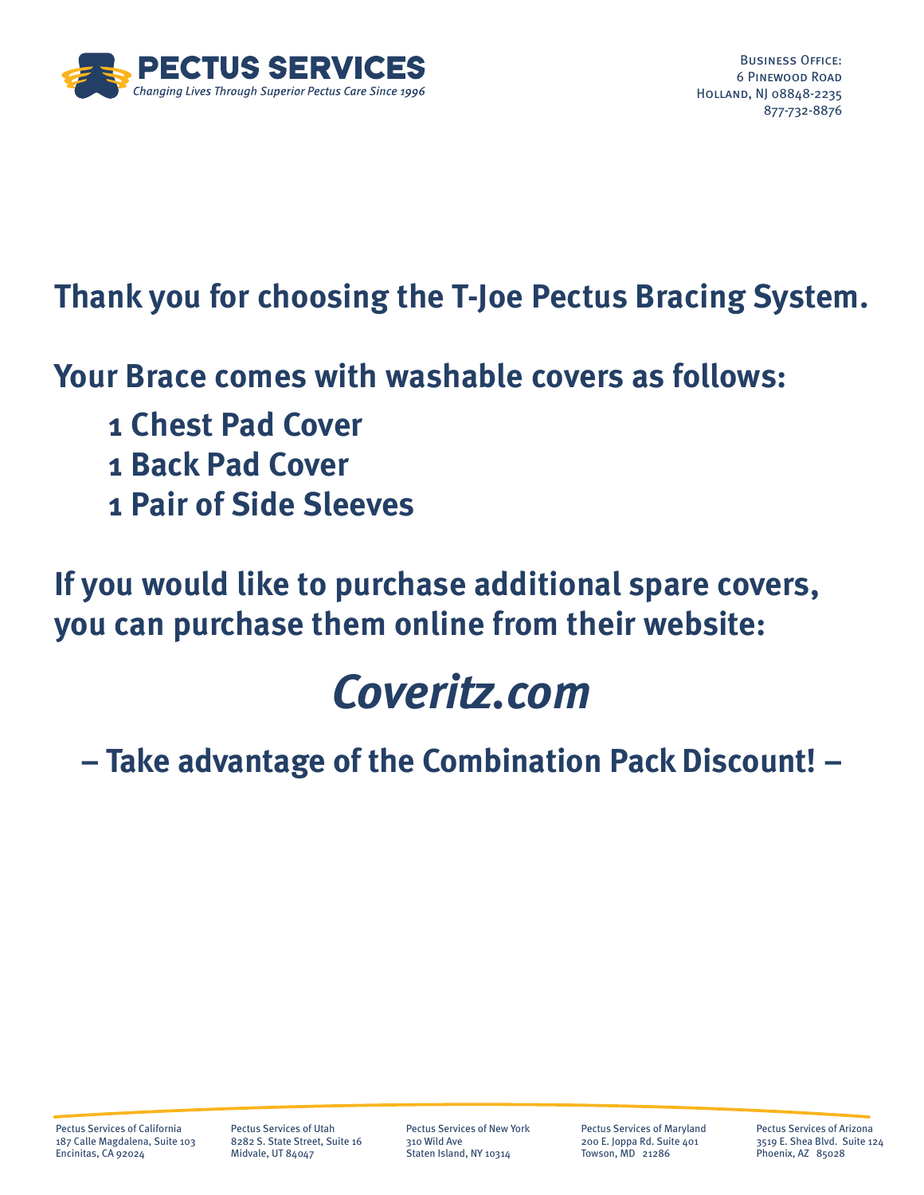**PECTUS SERVICES**
*Changing Lives Through Superior Pectus Care Since 1996*

Business Office:
6 Pinewood Road
Holland, NJ 08848-2235
877-732-8876

## Thank you for choosing the T-Joe Pectus Bracing System.

## Your Brace comes with washable covers as follows:

- 1 Chest Pad Cover
- 1 Back Pad Cover
- 1 Pair of Side Sleeves

## If you would like to purchase additional spare covers, you can purchase them online from their website:

# *Coveritz.com*

## – Take advantage of the Combination Pack Discount! –

Pectus Services of California
187 Calle Magdalena, Suite 103
Encinitas, CA 92024

Pectus Services of Utah
8282 S. State Street, Suite 16
Midvale, UT 84047

Pectus Services of New York
310 Wild Ave
Staten Island, NY 10314

Pectus Services of Maryland
200 E. Joppa Rd. Suite 401
Towson, MD 21286

Pectus Services of Arizona
3519 E. Shea Blvd. Suite 124
Phoenix, AZ 85028